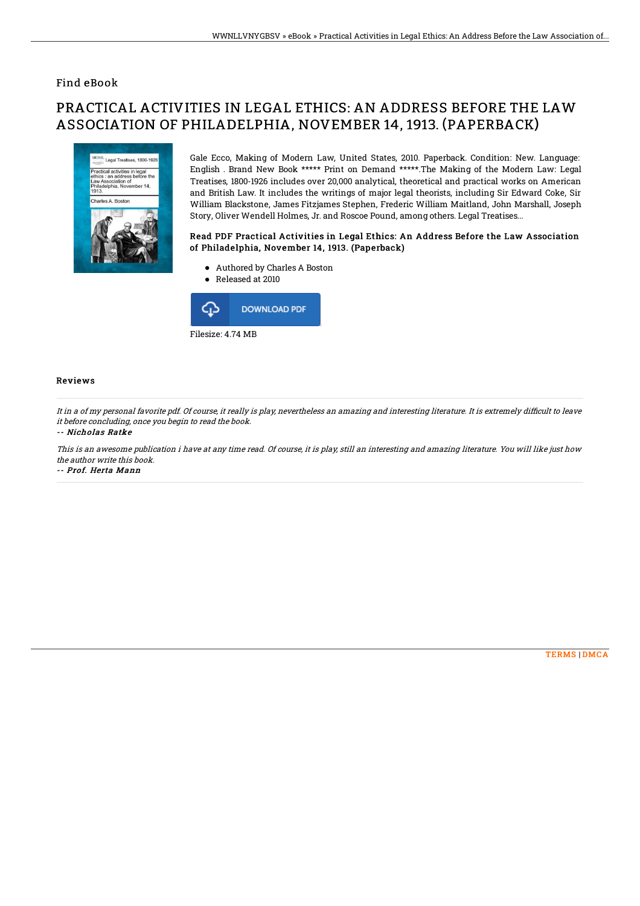# Find eBook

## PRACTICAL ACTIVITIES IN LEGAL ETHICS: AN ADDRESS BEFORE THE LAW ASSOCIATION OF PHILADELPHIA, NOVEMBER 14, 1913. (PAPERBACK)

Gale Ecco, Making of Modern Law, United States, 2010. Paperback. Condition: New. Language: English . Brand New Book ***** Print on Demand *****.The Making of the Modern Law: Legal Treatises, 1800-1926 includes over 20,000 analytical, theoretical and practical works on American and British Law. It includes the writings of major legal theorists, including Sir Edward Coke, Sir William Blackstone, James Fitzjames Stephen, Frederic William Maitland, John Marshall, Joseph Story, Oliver Wendell Holmes, Jr. and Roscoe Pound, among others. Legal Treatises...

### Read PDF Practical Activities in Legal Ethics: An Address Before the Law Association of Philadelphia, November 14, 1913. (Paperback)

- Authored by Charles A Boston
- Released at 2010

DOWNLOAD PDF

Filesize: 4.74 MB

### Reviews

*It in a of my personal favorite pdf. Of course, it really is play, nevertheless an amazing and interesting literature. It is extremely difficult to leave it before concluding, once you begin to read the book.*

-- ***Nicholas Ratke***

*This is an awesome publication i have at any time read. Of course, it is play, still an interesting and amazing literature. You will like just how the author write this book.*

-- ***Prof. Herta Mann***

TERMS | DMCA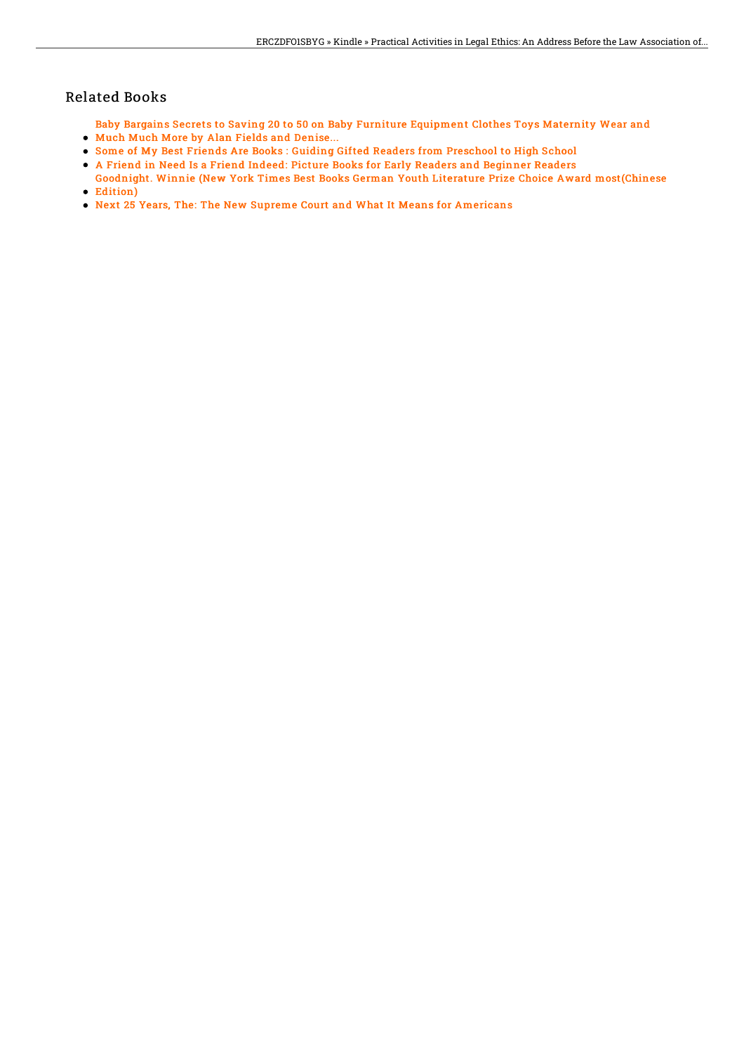## Related Books

- Baby Bargains Secrets to Saving 20 to 50 on Baby Furniture Equipment Clothes Toys Maternity Wear and Much Much More by Alan Fields and Denise...
- Some of My Best Friends Are Books : Guiding Gifted Readers from Preschool to High School
- A Friend in Need Is a Friend Indeed: Picture Books for Early Readers and Beginner Readers
- Goodnight. Winnie (New York Times Best Books German Youth Literature Prize Choice Award most(Chinese Edition)
- Next 25 Years, The: The New Supreme Court and What It Means for Americans